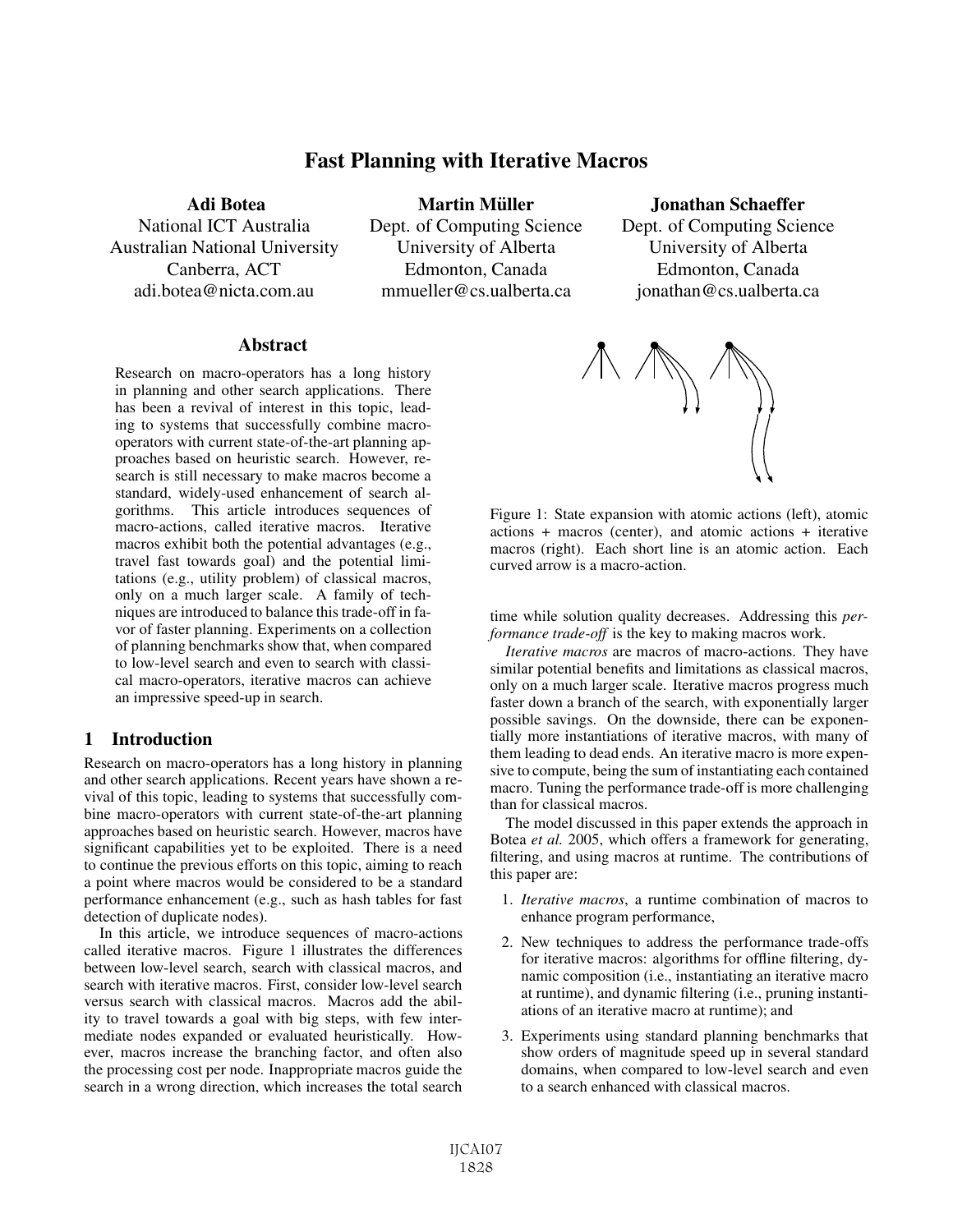# Fast Planning with Iterative Macros

**Adi Botea**
National ICT Australia
Australian National University
Canberra, ACT
adi.botea@nicta.com.au

**Martin Müller**
Dept. of Computing Science
University of Alberta
Edmonton, Canada
mmueller@cs.ualberta.ca

**Jonathan Schaeffer**
Dept. of Computing Science
University of Alberta
Edmonton, Canada
jonathan@cs.ualberta.ca

## Abstract

Research on macro-operators has a long history in planning and other search applications. There has been a revival of interest in this topic, leading to systems that successfully combine macro-operators with current state-of-the-art planning approaches based on heuristic search. However, research is still necessary to make macros become a standard, widely-used enhancement of search algorithms. This article introduces sequences of macro-actions, called iterative macros. Iterative macros exhibit both the potential advantages (e.g., travel fast towards goal) and the potential limitations (e.g., utility problem) of classical macros, only on a much larger scale. A family of techniques are introduced to balance this trade-off in favor of faster planning. Experiments on a collection of planning benchmarks show that, when compared to low-level search and even to search with classical macro-operators, iterative macros can achieve an impressive speed-up in search.

## 1 Introduction

Research on macro-operators has a long history in planning and other search applications. Recent years have shown a revival of this topic, leading to systems that successfully combine macro-operators with current state-of-the-art planning approaches based on heuristic search. However, macros have significant capabilities yet to be exploited. There is a need to continue the previous efforts on this topic, aiming to reach a point where macros would be considered to be a standard performance enhancement (e.g., such as hash tables for fast detection of duplicate nodes).

In this article, we introduce sequences of macro-actions called iterative macros. Figure 1 illustrates the differences between low-level search, search with classical macros, and search with iterative macros. First, consider low-level search versus search with classical macros. Macros add the ability to travel towards a goal with big steps, with few intermediate nodes expanded or evaluated heuristically. However, macros increase the branching factor, and often also the processing cost per node. Inappropriate macros guide the search in a wrong direction, which increases the total search time while solution quality decreases. Addressing this *performance trade-off* is the key to making macros work.

Figure 1: State expansion with atomic actions (left), atomic actions + macros (center), and atomic actions + iterative macros (right). Each short line is an atomic action. Each curved arrow is a macro-action.

*Iterative macros* are macros of macro-actions. They have similar potential benefits and limitations as classical macros, only on a much larger scale. Iterative macros progress much faster down a branch of the search, with exponentially larger possible savings. On the downside, there can be exponentially more instantiations of iterative macros, with many of them leading to dead ends. An iterative macro is more expensive to compute, being the sum of instantiating each contained macro. Tuning the performance trade-off is more challenging than for classical macros.

The model discussed in this paper extends the approach in Botea *et al.* 2005, which offers a framework for generating, filtering, and using macros at runtime. The contributions of this paper are:

1. *Iterative macros*, a runtime combination of macros to enhance program performance,
2. New techniques to address the performance trade-offs for iterative macros: algorithms for offline filtering, dynamic composition (i.e., instantiating an iterative macro at runtime), and dynamic filtering (i.e., pruning instantiations of an iterative macro at runtime); and
3. Experiments using standard planning benchmarks that show orders of magnitude speed up in several standard domains, when compared to low-level search and even to a search enhanced with classical macros.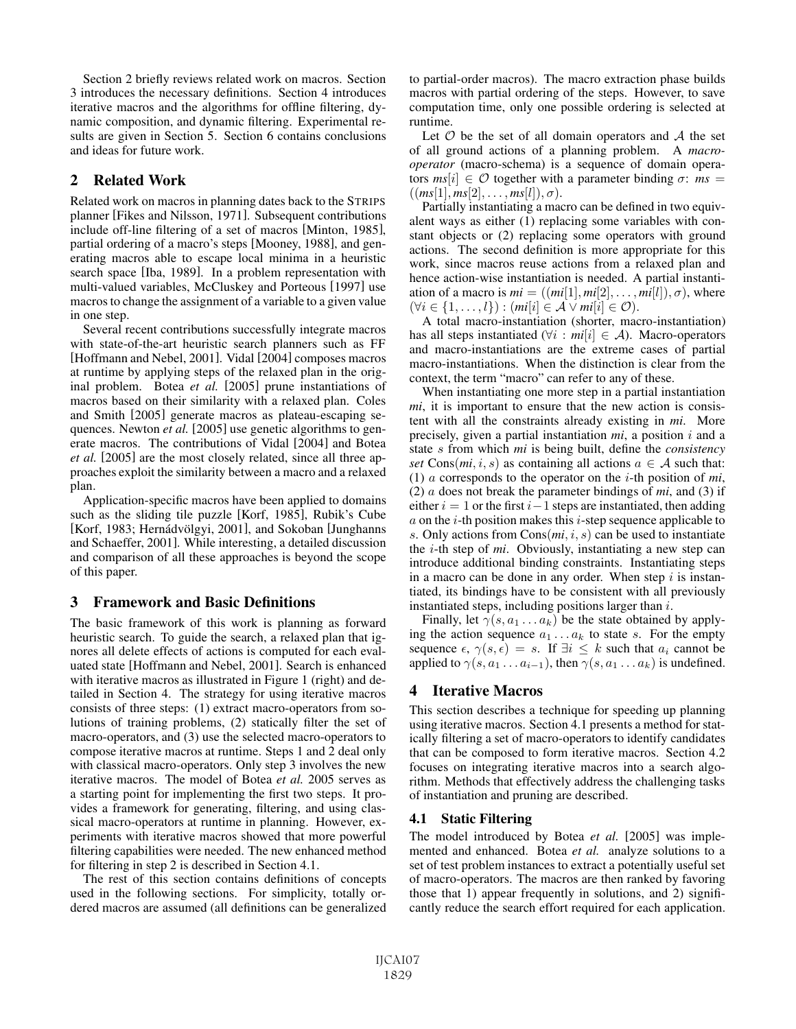Section 2 briefly reviews related work on macros. Section 3 introduces the necessary definitions. Section 4 introduces iterative macros and the algorithms for offline filtering, dynamic composition, and dynamic filtering. Experimental results are given in Section 5. Section 6 contains conclusions and ideas for future work.

## 2 Related Work

Related work on macros in planning dates back to the STRIPS planner [Fikes and Nilsson, 1971]. Subsequent contributions include off-line filtering of a set of macros [Minton, 1985], partial ordering of a macro's steps [Mooney, 1988], and generating macros able to escape local minima in a heuristic search space [Iba, 1989]. In a problem representation with multi-valued variables, McCluskey and Porteous [1997] use macros to change the assignment of a variable to a given value in one step.

Several recent contributions successfully integrate macros with state-of-the-art heuristic search planners such as FF [Hoffmann and Nebel, 2001]. Vidal [2004] composes macros at runtime by applying steps of the relaxed plan in the original problem. Botea *et al.* [2005] prune instantiations of macros based on their similarity with a relaxed plan. Coles and Smith [2005] generate macros as plateau-escaping sequences. Newton *et al.* [2005] use genetic algorithms to generate macros. The contributions of Vidal [2004] and Botea *et al.* [2005] are the most closely related, since all three approaches exploit the similarity between a macro and a relaxed plan.

Application-specific macros have been applied to domains such as the sliding tile puzzle [Korf, 1985], Rubik's Cube [Korf, 1983; Hernádvölgyi, 2001], and Sokoban [Junghanns and Schaeffer, 2001]. While interesting, a detailed discussion and comparison of all these approaches is beyond the scope of this paper.

## 3 Framework and Basic Definitions

The basic framework of this work is planning as forward heuristic search. To guide the search, a relaxed plan that ignores all delete effects of actions is computed for each evaluated state [Hoffmann and Nebel, 2001]. Search is enhanced with iterative macros as illustrated in Figure 1 (right) and detailed in Section 4. The strategy for using iterative macros consists of three steps: (1) extract macro-operators from solutions of training problems, (2) statically filter the set of macro-operators, and (3) use the selected macro-operators to compose iterative macros at runtime. Steps 1 and 2 deal only with classical macro-operators. Only step 3 involves the new iterative macros. The model of Botea *et al.* 2005 serves as a starting point for implementing the first two steps. It provides a framework for generating, filtering, and using classical macro-operators at runtime in planning. However, experiments with iterative macros showed that more powerful filtering capabilities were needed. The new enhanced method for filtering in step 2 is described in Section 4.1.

The rest of this section contains definitions of concepts used in the following sections. For simplicity, totally ordered macros are assumed (all definitions can be generalized to partial-order macros). The macro extraction phase builds macros with partial ordering of the steps. However, to save computation time, only one possible ordering is selected at runtime.

Let $\mathcal{O}$ be the set of all domain operators and $\mathcal{A}$ the set of all ground actions of a planning problem. A *macro-operator* (macro-schema) is a sequence of domain operators $ms[i] \in \mathcal{O}$ together with a parameter binding $\sigma$: $ms = ((ms[1], ms[2], \ldots, ms[l]), \sigma)$.

Partially instantiating a macro can be defined in two equivalent ways as either (1) replacing some variables with constant objects or (2) replacing some operators with ground actions. The second definition is more appropriate for this work, since macros reuse actions from a relaxed plan and hence action-wise instantiation is needed. A partial instantiation of a macro is $mi = ((mi[1], mi[2], \ldots, mi[l]), \sigma)$, where $(\forall i \in \{1, \ldots, l\}) : (mi[i] \in \mathcal{A} \vee mi[i] \in \mathcal{O})$.

A total macro-instantiation (shorter, macro-instantiation) has all steps instantiated ($\forall i : mi[i] \in \mathcal{A}$). Macro-operators and macro-instantiations are the extreme cases of partial macro-instantiations. When the distinction is clear from the context, the term "macro" can refer to any of these.

When instantiating one more step in a partial instantiation $mi$, it is important to ensure that the new action is consistent with all the constraints already existing in $mi$. More precisely, given a partial instantiation $mi$, a position $i$ and a state $s$ from which $mi$ is being built, define the *consistency set* $\text{Cons}(mi, i, s)$ as containing all actions $a \in \mathcal{A}$ such that: (1) $a$ corresponds to the operator on the $i$-th position of $mi$, (2) $a$ does not break the parameter bindings of $mi$, and (3) if either $i = 1$ or the first $i-1$ steps are instantiated, then adding $a$ on the $i$-th position makes this $i$-step sequence applicable to $s$. Only actions from $\text{Cons}(mi, i, s)$ can be used to instantiate the $i$-th step of $mi$. Obviously, instantiating a new step can introduce additional binding constraints. Instantiating steps in a macro can be done in any order. When step $i$ is instantiated, its bindings have to be consistent with all previously instantiated steps, including positions larger than $i$.

Finally, let $\gamma(s, a_1 \ldots a_k)$ be the state obtained by applying the action sequence $a_1 \ldots a_k$ to state $s$. For the empty sequence $\epsilon$, $\gamma(s, \epsilon) = s$. If $\exists i \leq k$ such that $a_i$ cannot be applied to $\gamma(s, a_1 \ldots a_{i-1})$, then $\gamma(s, a_1 \ldots a_k)$ is undefined.

## 4 Iterative Macros

This section describes a technique for speeding up planning using iterative macros. Section 4.1 presents a method for statically filtering a set of macro-operators to identify candidates that can be composed to form iterative macros. Section 4.2 focuses on integrating iterative macros into a search algorithm. Methods that effectively address the challenging tasks of instantiation and pruning are described.

### 4.1 Static Filtering

The model introduced by Botea *et al.* [2005] was implemented and enhanced. Botea *et al.* analyze solutions to a set of test problem instances to extract a potentially useful set of macro-operators. The macros are then ranked by favoring those that 1) appear frequently in solutions, and 2) significantly reduce the search effort required for each application.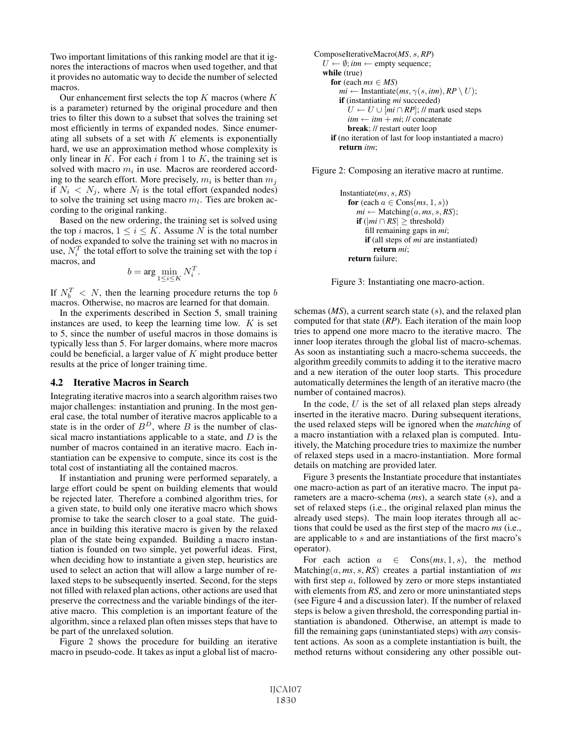Two important limitations of this ranking model are that it ignores the interactions of macros when used together, and that it provides no automatic way to decide the number of selected macros.

Our enhancement first selects the top $K$ macros (where $K$ is a parameter) returned by the original procedure and then tries to filter this down to a subset that solves the training set most efficiently in terms of expanded nodes. Since enumerating all subsets of a set with $K$ elements is exponentially hard, we use an approximation method whose complexity is only linear in $K$. For each $i$ from 1 to $K$, the training set is solved with macro $m_i$ in use. Macros are reordered according to the search effort. More precisely, $m_i$ is better than $m_j$ if $N_i < N_j$, where $N_l$ is the total effort (expanded nodes) to solve the training set using macro $m_l$. Ties are broken according to the original ranking.

Based on the new ordering, the training set is solved using the top $i$ macros, $1 \leq i \leq K$. Assume $N$ is the total number of nodes expanded to solve the training set with no macros in use, $N_i^T$ the total effort to solve the training set with the top $i$ macros, and

$$b = \arg \min_{1 \leq i \leq K} N_i^T.$$

If $N_b^T < N$, then the learning procedure returns the top $b$ macros. Otherwise, no macros are learned for that domain.

In the experiments described in Section 5, small training instances are used, to keep the learning time low. $K$ is set to 5, since the number of useful macros in those domains is typically less than 5. For larger domains, where more macros could be beneficial, a larger value of $K$ might produce better results at the price of longer training time.

## 4.2 Iterative Macros in Search

Integrating iterative macros into a search algorithm raises two major challenges: instantiation and pruning. In the most general case, the total number of iterative macros applicable to a state is in the order of $B^D$, where $B$ is the number of classical macro instantiations applicable to a state, and $D$ is the number of macros contained in an iterative macro. Each instantiation can be expensive to compute, since its cost is the total cost of instantiating all the contained macros.

If instantiation and pruning were performed separately, a large effort could be spent on building elements that would be rejected later. Therefore a combined algorithm tries, for a given state, to build only one iterative macro which shows promise to take the search closer to a goal state. The guidance in building this iterative macro is given by the relaxed plan of the state being expanded. Building a macro instantiation is founded on two simple, yet powerful ideas. First, when deciding how to instantiate a given step, heuristics are used to select an action that will allow a large number of relaxed steps to be subsequently inserted. Second, for the steps not filled with relaxed plan actions, other actions are used that preserve the correctness and the variable bindings of the iterative macro. This completion is an important feature of the algorithm, since a relaxed plan often misses steps that have to be part of the unrelaxed solution.

Figure 2 shows the procedure for building an iterative macro in pseudo-code. It takes as input a global list of macro-schemas (*MS*), a current search state ($s$), and the relaxed plan computed for that state (*RP*). Each iteration of the main loop tries to append one more macro to the iterative macro. The inner loop iterates through the global list of macro-schemas. As soon as instantiating such a macro-schema succeeds, the algorithm greedily commits to adding it to the iterative macro and a new iteration of the outer loop starts. This procedure automatically determines the length of an iterative macro (the number of contained macros).

```
ComposeIterativeMacro(MS, s, RP)
  U ← ∅; itm ← empty sequence;
  while (true)
    for (each ms ∈ MS)
      mi ← Instantiate(ms, γ(s, itm), RP \ U);
      if (instantiating mi succeeded)
        U ← U ∪ [mi ∩ RP]; // mark used steps
        itm ← itm + mi; // concatenate
        break; // restart outer loop
    if (no iteration of last for loop instantiated a macro)
      return itm;
```

Figure 2: Composing an iterative macro at runtime.

```
Instantiate(ms, s, RS)
  for (each a ∈ Cons(ms, 1, s))
    mi ← Matching(a, ms, s, RS);
    if (|mi ∩ RS| ≥ threshold)
      fill remaining gaps in mi;
      if (all steps of mi are instantiated)
        return mi;
  return failure;
```

Figure 3: Instantiating one macro-action.

In the code, $U$ is the set of all relaxed plan steps already inserted in the iterative macro. During subsequent iterations, the used relaxed steps will be ignored when the *matching* of a macro instantiation with a relaxed plan is computed. Intuitively, the Matching procedure tries to maximize the number of relaxed steps used in a macro-instantiation. More formal details on matching are provided later.

Figure 3 presents the Instantiate procedure that instantiates one macro-action as part of an iterative macro. The input parameters are a macro-schema (*ms*), a search state ($s$), and a set of relaxed steps (i.e., the original relaxed plan minus the already used steps). The main loop iterates through all actions that could be used as the first step of the macro *ms* (i.e., are applicable to $s$ and are instantiations of the first macro's operator).

For each action $a \in \text{Cons}(ms, 1, s)$, the method Matching($a, ms, s, RS$) creates a partial instantiation of *ms* with first step $a$, followed by zero or more steps instantiated with elements from *RS*, and zero or more uninstantiated steps (see Figure 4 and a discussion later). If the number of relaxed steps is below a given threshold, the corresponding partial instantiation is abandoned. Otherwise, an attempt is made to fill the remaining gaps (uninstantiated steps) with *any* consistent actions. As soon as a complete instantiation is built, the method returns without considering any other possible out-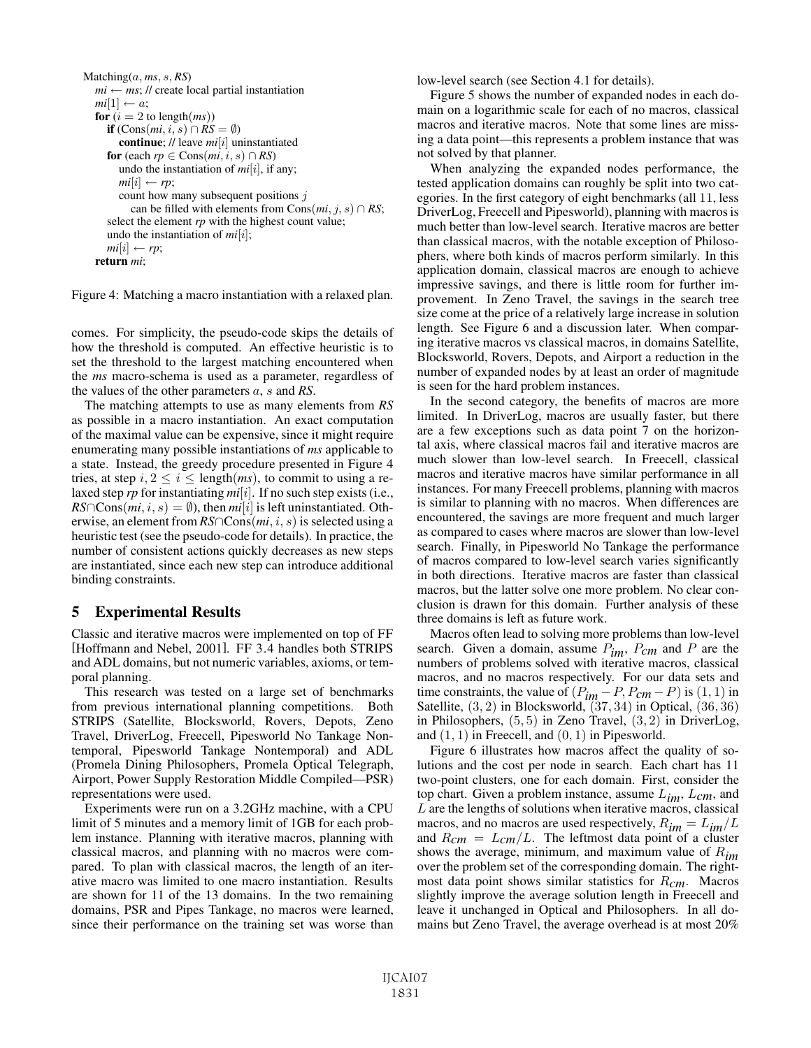```
Matching(a, ms, s, RS)
  mi ← ms; // create local partial instantiation
  mi[1] ← a;
  for (i = 2 to length(ms))
    if (Cons(mi, i, s) ∩ RS = ∅)
      continue; // leave mi[i] uninstantiated
    for (each rp ∈ Cons(mi, i, s) ∩ RS)
      undo the instantiation of mi[i], if any;
      mi[i] ← rp;
      count how many subsequent positions j
        can be filled with elements from Cons(mi, j, s) ∩ RS;
    select the element rp with the highest count value;
    undo the instantiation of mi[i];
    mi[i] ← rp;
  return mi;
```

Figure 4: Matching a macro instantiation with a relaxed plan.

comes. For simplicity, the pseudo-code skips the details of how the threshold is computed. An effective heuristic is to set the threshold to the largest matching encountered when the *ms* macro-schema is used as a parameter, regardless of the values of the other parameters $a$, $s$ and *RS*.

The matching attempts to use as many elements from *RS* as possible in a macro instantiation. An exact computation of the maximal value can be expensive, since it might require enumerating many possible instantiations of *ms* applicable to a state. Instead, the greedy procedure presented in Figure 4 tries, at step $i, 2 \leq i \leq \text{length}(ms)$, to commit to using a relaxed step *rp* for instantiating $mi[i]$. If no such step exists (i.e., $RS \cap \text{Cons}(mi, i, s) = \emptyset$), then $mi[i]$ is left uninstantiated. Otherwise, an element from $RS \cap \text{Cons}(mi, i, s)$ is selected using a heuristic test (see the pseudo-code for details). In practice, the number of consistent actions quickly decreases as new steps are instantiated, since each new step can introduce additional binding constraints.

## 5 Experimental Results

Classic and iterative macros were implemented on top of FF [Hoffmann and Nebel, 2001]. FF 3.4 handles both STRIPS and ADL domains, but not numeric variables, axioms, or temporal planning.

This research was tested on a large set of benchmarks from previous international planning competitions. Both STRIPS (Satellite, Blocksworld, Rovers, Depots, Zeno Travel, DriverLog, Freecell, Pipesworld No Tankage Nontemporal, Pipesworld Tankage Nontemporal) and ADL (Promela Dining Philosophers, Promela Optical Telegraph, Airport, Power Supply Restoration Middle Compiled—PSR) representations were used.

Experiments were run on a 3.2GHz machine, with a CPU limit of 5 minutes and a memory limit of 1GB for each problem instance. Planning with iterative macros, planning with classical macros, and planning with no macros were compared. To plan with classical macros, the length of an iterative macro was limited to one macro instantiation. Results are shown for 11 of the 13 domains. In the two remaining domains, PSR and Pipes Tankage, no macros were learned, since their performance on the training set was worse than low-level search (see Section 4.1 for details).

Figure 5 shows the number of expanded nodes in each domain on a logarithmic scale for each of no macros, classical macros and iterative macros. Note that some lines are missing a data point—this represents a problem instance that was not solved by that planner.

When analyzing the expanded nodes performance, the tested application domains can roughly be split into two categories. In the first category of eight benchmarks (all 11, less DriverLog, Freecell and Pipesworld), planning with macros is much better than low-level search. Iterative macros are better than classical macros, with the notable exception of Philosophers, where both kinds of macros perform similarly. In this application domain, classical macros are enough to achieve impressive savings, and there is little room for further improvement. In Zeno Travel, the savings in the search tree size come at the price of a relatively large increase in solution length. See Figure 6 and a discussion later. When comparing iterative macros vs classical macros, in domains Satellite, Blocksworld, Rovers, Depots, and Airport a reduction in the number of expanded nodes by at least an order of magnitude is seen for the hard problem instances.

In the second category, the benefits of macros are more limited. In DriverLog, macros are usually faster, but there are a few exceptions such as data point 7 on the horizontal axis, where classical macros fail and iterative macros are much slower than low-level search. In Freecell, classical macros and iterative macros have similar performance in all instances. For many Freecell problems, planning with macros is similar to planning with no macros. When differences are encountered, the savings are more frequent and much larger as compared to cases where macros are slower than low-level search. Finally, in Pipesworld No Tankage the performance of macros compared to low-level search varies significantly in both directions. Iterative macros are faster than classical macros, but the latter solve one more problem. No clear conclusion is drawn for this domain. Further analysis of these three domains is left as future work.

Macros often lead to solving more problems than low-level search. Given a domain, assume $P_{im}$, $P_{cm}$ and $P$ are the numbers of problems solved with iterative macros, classical macros, and no macros respectively. For our data sets and time constraints, the value of $(P_{im} - P, P_{cm} - P)$ is $(1, 1)$ in Satellite, $(3, 2)$ in Blocksworld, $(37, 34)$ in Optical, $(36, 36)$ in Philosophers, $(5, 5)$ in Zeno Travel, $(3, 2)$ in DriverLog, and $(1, 1)$ in Freecell, and $(0, 1)$ in Pipesworld.

Figure 6 illustrates how macros affect the quality of solutions and the cost per node in search. Each chart has 11 two-point clusters, one for each domain. First, consider the top chart. Given a problem instance, assume $L_{im}$, $L_{cm}$, and $L$ are the lengths of solutions when iterative macros, classical macros, and no macros are used respectively, $R_{im} = L_{im}/L$ and $R_{cm} = L_{cm}/L$. The leftmost data point of a cluster shows the average, minimum, and maximum value of $R_{im}$ over the problem set of the corresponding domain. The rightmost data point shows similar statistics for $R_{cm}$. Macros slightly improve the average solution length in Freecell and leave it unchanged in Optical and Philosophers. In all domains but Zeno Travel, the average overhead is at most 20%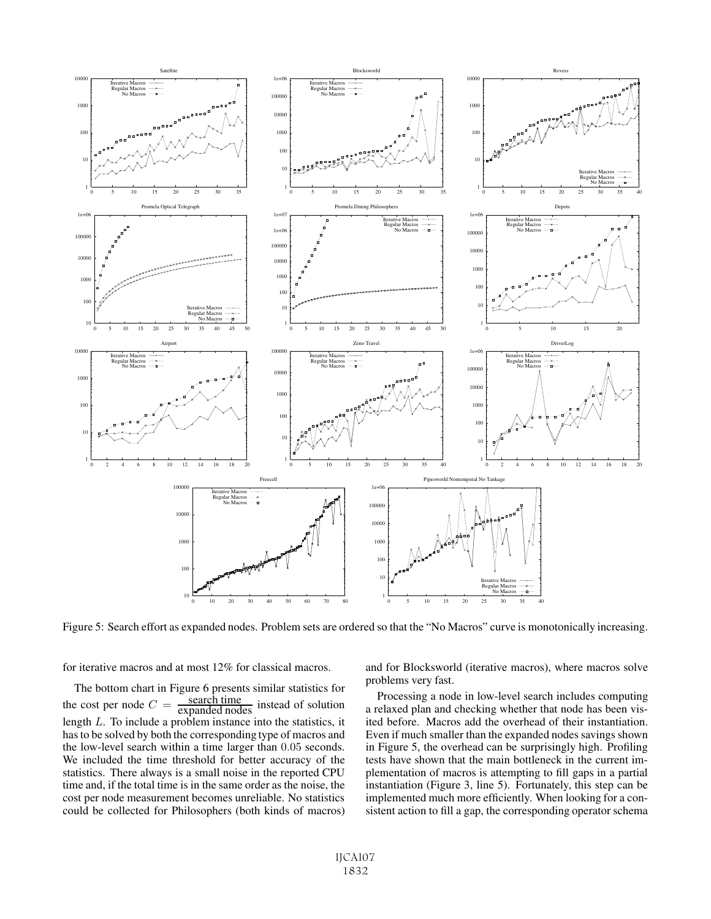Figure 5: Search effort as expanded nodes. Problem sets are ordered so that the "No Macros" curve is monotonically increasing.

for iterative macros and at most 12% for classical macros.

The bottom chart in Figure 6 presents similar statistics for the cost per node $C = \frac{\text{search time}}{\text{expanded nodes}}$ instead of solution length $L$. To include a problem instance into the statistics, it has to be solved by both the corresponding type of macros and the low-level search within a time larger than 0.05 seconds. We included the time threshold for better accuracy of the statistics. There always is a small noise in the reported CPU time and, if the total time is in the same order as the noise, the cost per node measurement becomes unreliable. No statistics could be collected for Philosophers (both kinds of macros) and for Blocksworld (iterative macros), where macros solve problems very fast.

Processing a node in low-level search includes computing a relaxed plan and checking whether that node has been visited before. Macros add the overhead of their instantiation. Even if much smaller than the expanded nodes savings shown in Figure 5, the overhead can be surprisingly high. Profiling tests have shown that the main bottleneck in the current implementation of macros is attempting to fill gaps in a partial instantiation (Figure 3, line 5). Fortunately, this step can be implemented much more efficiently. When looking for a consistent action to fill a gap, the corresponding operator schema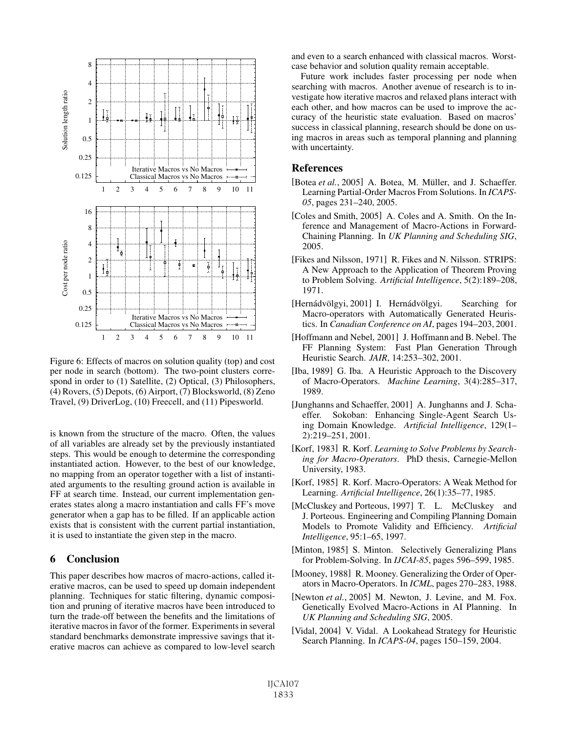Solution length ratio

8
4
2
1
0.5
0.25
0.125

Iterative Macros vs No Macros
Classical Macros vs No Macros

1 2 3 4 5 6 7 8 9 10 11

Cost per node ratio

16
8
4
2
1
0.5
0.25
0.125

Iterative Macros vs No Macros
Classical Macros vs No Macros

1 2 3 4 5 6 7 8 9 10 11

Figure 6: Effects of macros on solution quality (top) and cost per node in search (bottom). The two-point clusters correspond in order to (1) Satellite, (2) Optical, (3) Philosophers, (4) Rovers, (5) Depots, (6) Airport, (7) Blocksworld, (8) Zeno Travel, (9) DriverLog, (10) Freecell, and (11) Pipesworld.

is known from the structure of the macro. Often, the values of all variables are already set by the previously instantiated steps. This would be enough to determine the corresponding instantiated action. However, to the best of our knowledge, no mapping from an operator together with a list of instantiated arguments to the resulting ground action is available in FF at search time. Instead, our current implementation generates states along a macro instantiation and calls FF's move generator when a gap has to be filled. If an applicable action exists that is consistent with the current partial instantiation, it is used to instantiate the given step in the macro.

## 6 Conclusion

This paper describes how macros of macro-actions, called iterative macros, can be used to speed up domain independent planning. Techniques for static filtering, dynamic composition and pruning of iterative macros have been introduced to turn the trade-off between the benefits and the limitations of iterative macros in favor of the former. Experiments in several standard benchmarks demonstrate impressive savings that iterative macros can achieve as compared to low-level search and even to a search enhanced with classical macros. Worst-case behavior and solution quality remain acceptable.

Future work includes faster processing per node when searching with macros. Another avenue of research is to investigate how iterative macros and relaxed plans interact with each other, and how macros can be used to improve the accuracy of the heuristic state evaluation. Based on macros' success in classical planning, research should be done on using macros in areas such as temporal planning and planning with uncertainty.

## References

[Botea *et al.*, 2005] A. Botea, M. Müller, and J. Schaeffer. Learning Partial-Order Macros From Solutions. In *ICAPS-05*, pages 231–240, 2005.

[Coles and Smith, 2005] A. Coles and A. Smith. On the Inference and Management of Macro-Actions in Forward-Chaining Planning. In *UK Planning and Scheduling SIG*, 2005.

[Fikes and Nilsson, 1971] R. Fikes and N. Nilsson. STRIPS: A New Approach to the Application of Theorem Proving to Problem Solving. *Artificial Intelligence*, 5(2):189–208, 1971.

[Hernádvölgyi, 2001] I. Hernádvölgyi. Searching for Macro-operators with Automatically Generated Heuristics. In *Canadian Conference on AI*, pages 194–203, 2001.

[Hoffmann and Nebel, 2001] J. Hoffmann and B. Nebel. The FF Planning System: Fast Plan Generation Through Heuristic Search. *JAIR*, 14:253–302, 2001.

[Iba, 1989] G. Iba. A Heuristic Approach to the Discovery of Macro-Operators. *Machine Learning*, 3(4):285–317, 1989.

[Junghanns and Schaeffer, 2001] A. Junghanns and J. Schaeffer. Sokoban: Enhancing Single-Agent Search Using Domain Knowledge. *Artificial Intelligence*, 129(1–2):219–251, 2001.

[Korf, 1983] R. Korf. *Learning to Solve Problems by Searching for Macro-Operators*. PhD thesis, Carnegie-Mellon University, 1983.

[Korf, 1985] R. Korf. Macro-Operators: A Weak Method for Learning. *Artificial Intelligence*, 26(1):35–77, 1985.

[McCluskey and Porteous, 1997] T. L. McCluskey and J. Porteous. Engineering and Compiling Planning Domain Models to Promote Validity and Efficiency. *Artificial Intelligence*, 95:1–65, 1997.

[Minton, 1985] S. Minton. Selectively Generalizing Plans for Problem-Solving. In *IJCAI-85*, pages 596–599, 1985.

[Mooney, 1988] R. Mooney. Generalizing the Order of Operators in Macro-Operators. In *ICML*, pages 270–283, 1988.

[Newton *et al.*, 2005] M. Newton, J. Levine, and M. Fox. Genetically Evolved Macro-Actions in AI Planning. In *UK Planning and Scheduling SIG*, 2005.

[Vidal, 2004] V. Vidal. A Lookahead Strategy for Heuristic Search Planning. In *ICAPS-04*, pages 150–159, 2004.